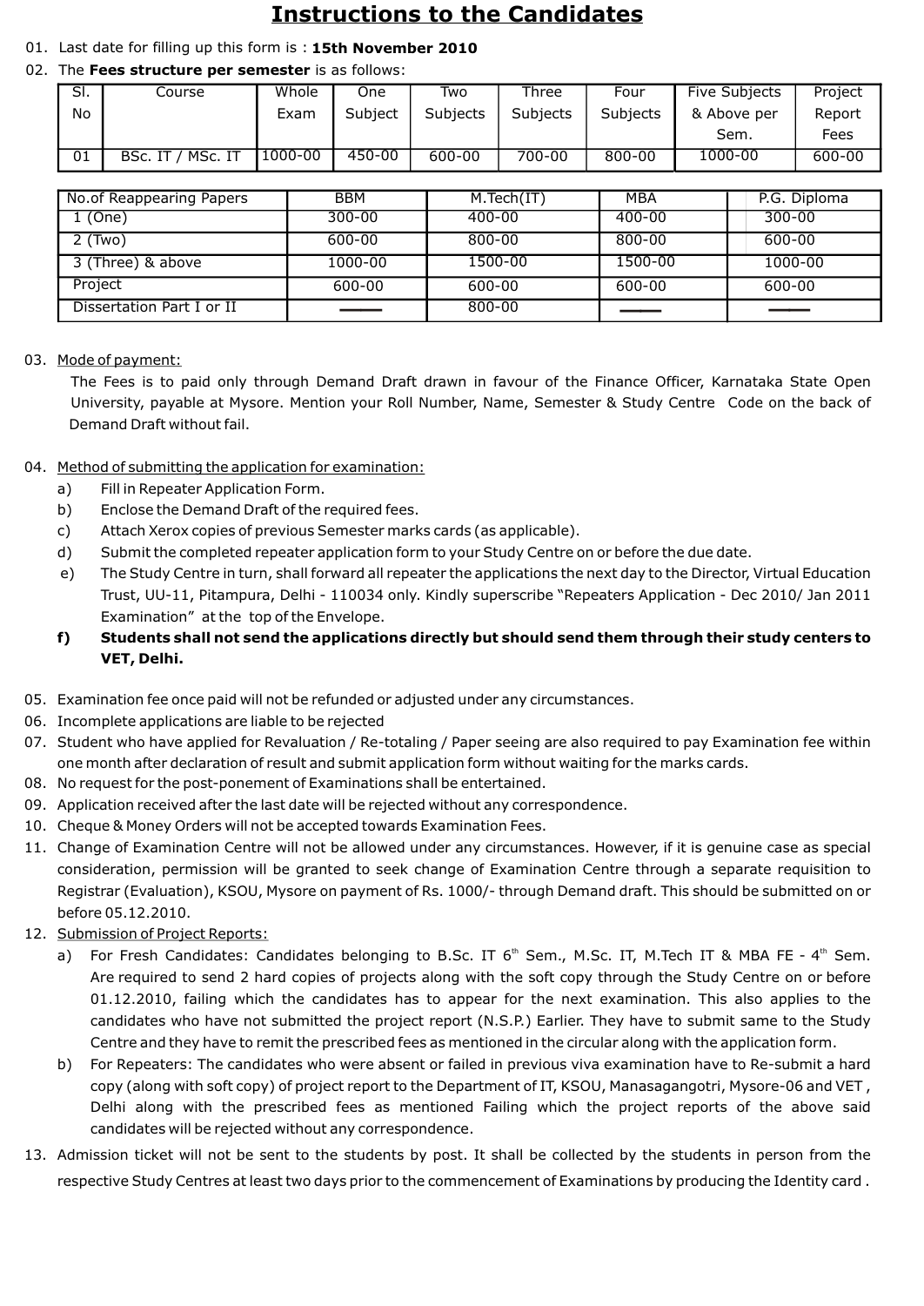# Instructions to the Candidates

01. Last date for filling up this form is : **15th November 2010**

02. The **Fees structure per semester** is as follows:

| Sl. No | Course | Whole Exam | One Subject | Two Subjects | Three Subjects | Four Subjects | Five Subjects & Above per Sem. | Project Report Fees |
|---|---|---|---|---|---|---|---|---|
| 01 | BSc. IT / MSc. IT | 1000-00 | 450-00 | 600-00 | 700-00 | 800-00 | 1000-00 | 600-00 |

| No.of Reappearing Papers | BBM | M.Tech(IT) | MBA | P.G. Diploma |
|---|---|---|---|---|
| 1 (One) | 300-00 | 400-00 | 400-00 | 300-00 |
| 2 (Two) | 600-00 | 800-00 | 800-00 | 600-00 |
| 3 (Three) & above | 1000-00 | 1500-00 | 1500-00 | 1000-00 |
| Project | 600-00 | 600-00 | 600-00 | 600-00 |
| Dissertation Part I or II | —— | 800-00 | —— | —— |

03. Mode of payment:

The Fees is to paid only through Demand Draft drawn in favour of the Finance Officer, Karnataka State Open University, payable at Mysore. Mention your Roll Number, Name, Semester & Study Centre Code on the back of Demand Draft without fail.

04. Method of submitting the application for examination:

a) Fill in Repeater Application Form.

b) Enclose the Demand Draft of the required fees.

c) Attach Xerox copies of previous Semester marks cards (as applicable).

d) Submit the completed repeater application form to your Study Centre on or before the due date.

e) The Study Centre in turn, shall forward all repeater the applications the next day to the Director, Virtual Education Trust, UU-11, Pitampura, Delhi - 110034 only. Kindly superscribe "Repeaters Application - Dec 2010/ Jan 2011 Examination" at the top of the Envelope.

**f) Students shall not send the applications directly but should send them through their study centers to VET, Delhi.**

05. Examination fee once paid will not be refunded or adjusted under any circumstances.

06. Incomplete applications are liable to be rejected

07. Student who have applied for Revaluation / Re-totaling / Paper seeing are also required to pay Examination fee within one month after declaration of result and submit application form without waiting for the marks cards.

08. No request for the post-ponement of Examinations shall be entertained.

09. Application received after the last date will be rejected without any correspondence.

10. Cheque & Money Orders will not be accepted towards Examination Fees.

11. Change of Examination Centre will not be allowed under any circumstances. However, if it is genuine case as special consideration, permission will be granted to seek change of Examination Centre through a separate requisition to Registrar (Evaluation), KSOU, Mysore on payment of Rs. 1000/- through Demand draft. This should be submitted on or before 05.12.2010.

12. Submission of Project Reports:

a) For Fresh Candidates: Candidates belonging to B.Sc. IT 6th Sem., M.Sc. IT, M.Tech IT & MBA FE - 4th Sem. Are required to send 2 hard copies of projects along with the soft copy through the Study Centre on or before 01.12.2010, failing which the candidates has to appear for the next examination. This also applies to the candidates who have not submitted the project report (N.S.P.) Earlier. They have to submit same to the Study Centre and they have to remit the prescribed fees as mentioned in the circular along with the application form.

b) For Repeaters: The candidates who were absent or failed in previous viva examination have to Re-submit a hard copy (along with soft copy) of project report to the Department of IT, KSOU, Manasagangotri, Mysore-06 and VET , Delhi along with the prescribed fees as mentioned Failing which the project reports of the above said candidates will be rejected without any correspondence.

13. Admission ticket will not be sent to the students by post. It shall be collected by the students in person from the respective Study Centres at least two days prior to the commencement of Examinations by producing the Identity card .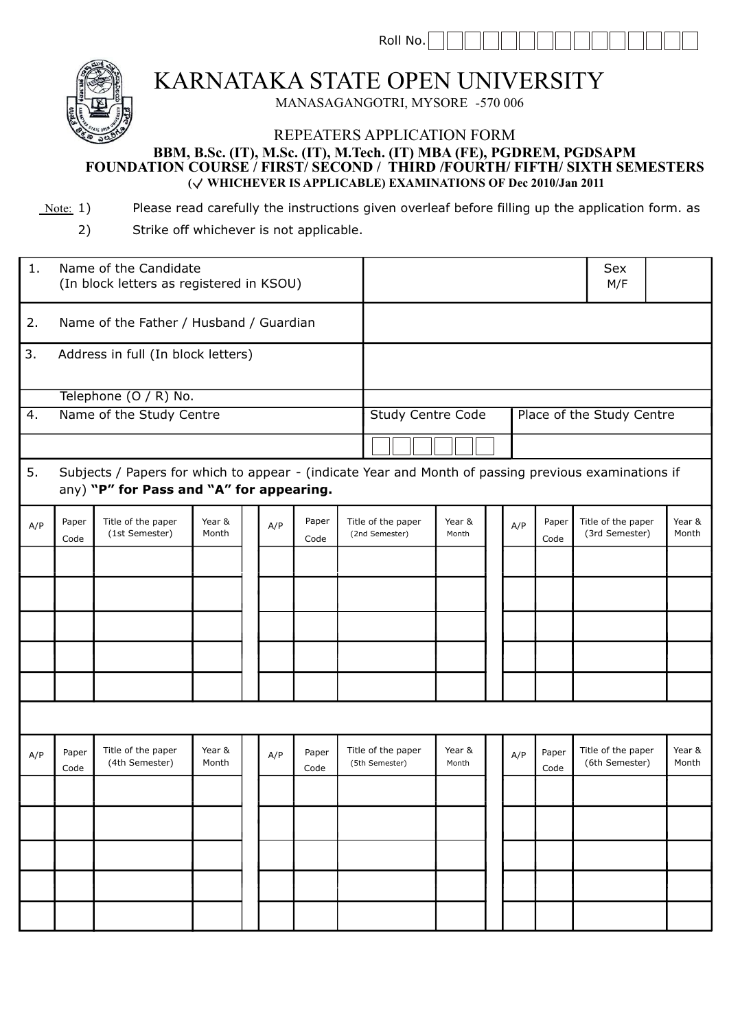Roll No.

# KARNATAKA STATE OPEN UNIVERSITY

MANASAGANGOTRI, MYSORE -570 006

## REPEATERS APPLICATION FORM

**BBM, B.Sc. (IT), M.Sc. (IT), M.Tech. (IT) MBA (FE), PGDREM, PGDSAPM**
**FOUNDATION COURSE / FIRST/ SECOND / THIRD /FOURTH/ FIFTH/ SIXTH SEMESTERS**
**(✓ WHICHEVER IS APPLICABLE) EXAMINATIONS OF Dec 2010/Jan 2011**

Note: 1) Please read carefully the instructions given overleaf before filling up the application form. as

2) Strike off whichever is not applicable.

| | | | |
|---|---|---|---|
| 1. Name of the Candidate (In block letters as registered in KSOU) | | Sex M/F | |
| 2. Name of the Father / Husband / Guardian | | | |
| 3. Address in full (In block letters) | | | |
| Telephone (O / R) No. | | | |
| 4. Name of the Study Centre | Study Centre Code | Place of the Study Centre | |
| | | | |

5. Subjects / Papers for which to appear - (indicate Year and Month of passing previous examinations if any) **"P" for Pass and "A" for appearing.**

| A/P | Paper Code | Title of the paper (1st Semester) | Year & Month | | A/P | Paper Code | Title of the paper (2nd Semester) | Year & Month | | A/P | Paper Code | Title of the paper (3rd Semester) | Year & Month |
|---|---|---|---|---|---|---|---|---|---|---|---|---|---|
| | | | | | | | | | | | | | |
| | | | | | | | | | | | | | |
| | | | | | | | | | | | | | |
| | | | | | | | | | | | | | |
| | | | | | | | | | | | | | |

| A/P | Paper Code | Title of the paper (4th Semester) | Year & Month | | A/P | Paper Code | Title of the paper (5th Semester) | Year & Month | | A/P | Paper Code | Title of the paper (6th Semester) | Year & Month |
|---|---|---|---|---|---|---|---|---|---|---|---|---|---|
| | | | | | | | | | | | | | |
| | | | | | | | | | | | | | |
| | | | | | | | | | | | | | |
| | | | | | | | | | | | | | |
| | | | | | | | | | | | | | |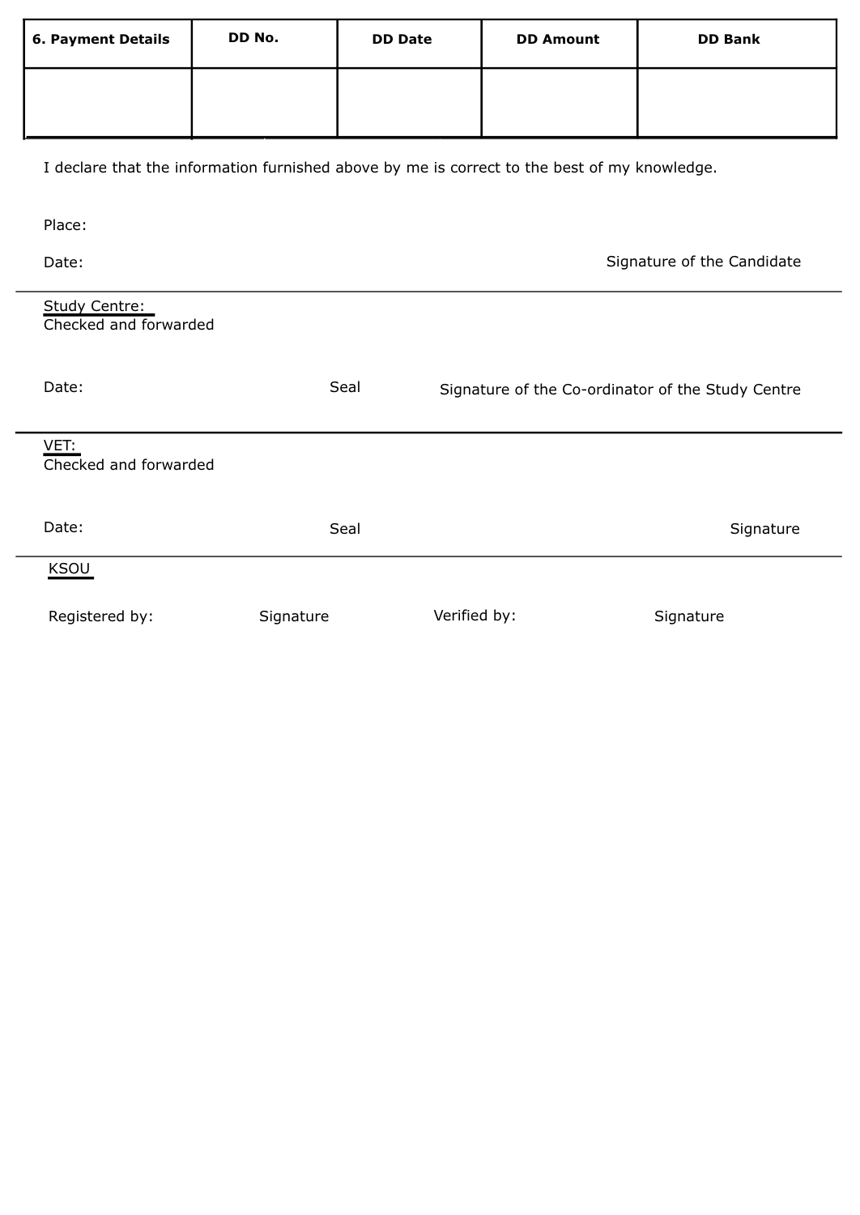| 6. Payment Details | DD No. | DD Date | DD Amount | DD Bank |
| --- | --- | --- | --- | --- |
| | | | | |

I declare that the information furnished above by me is correct to the best of my knowledge.

Place:

Date: Signature of the Candidate

---

Study Centre:
Checked and forwarded

Date: Seal Signature of the Co-ordinator of the Study Centre

---

VET:
Checked and forwarded

Date: Seal Signature

---

KSOU

Registered by: Signature Verified by: Signature